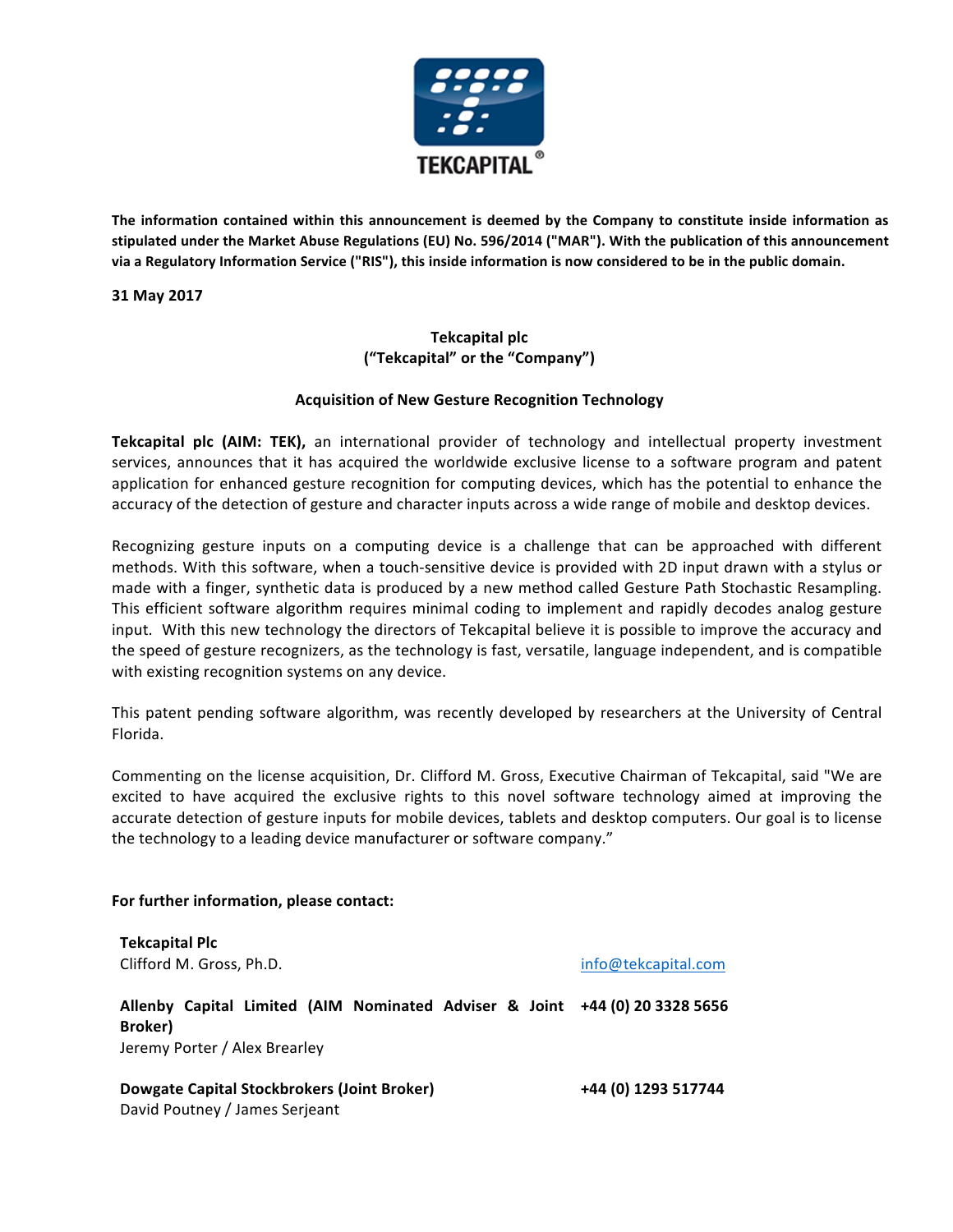TEKCAPITAL®

**The information contained within this announcement is deemed by the Company to constitute inside information as stipulated under the Market Abuse Regulations (EU) No. 596/2014 ("MAR"). With the publication of this announcement via a Regulatory Information Service ("RIS"), this inside information is now considered to be in the public domain.**

**31 May 2017**

**Tekcapital plc**
**("Tekcapital" or the "Company")**

## Acquisition of New Gesture Recognition Technology

**Tekcapital plc (AIM: TEK),** an international provider of technology and intellectual property investment services, announces that it has acquired the worldwide exclusive license to a software program and patent application for enhanced gesture recognition for computing devices, which has the potential to enhance the accuracy of the detection of gesture and character inputs across a wide range of mobile and desktop devices.

Recognizing gesture inputs on a computing device is a challenge that can be approached with different methods. With this software, when a touch-sensitive device is provided with 2D input drawn with a stylus or made with a finger, synthetic data is produced by a new method called Gesture Path Stochastic Resampling. This efficient software algorithm requires minimal coding to implement and rapidly decodes analog gesture input. With this new technology the directors of Tekcapital believe it is possible to improve the accuracy and the speed of gesture recognizers, as the technology is fast, versatile, language independent, and is compatible with existing recognition systems on any device.

This patent pending software algorithm, was recently developed by researchers at the University of Central Florida.

Commenting on the license acquisition, Dr. Clifford M. Gross, Executive Chairman of Tekcapital, said "We are excited to have acquired the exclusive rights to this novel software technology aimed at improving the accurate detection of gesture inputs for mobile devices, tablets and desktop computers. Our goal is to license the technology to a leading device manufacturer or software company."

**For further information, please contact:**

**Tekcapital Plc**
Clifford M. Gross, Ph.D. — info@tekcapital.com

**Allenby Capital Limited (AIM Nominated Adviser & Joint Broker)** — **+44 (0) 20 3328 5656**
Jeremy Porter / Alex Brearley

**Dowgate Capital Stockbrokers (Joint Broker)** — **+44 (0) 1293 517744**
David Poutney / James Serjeant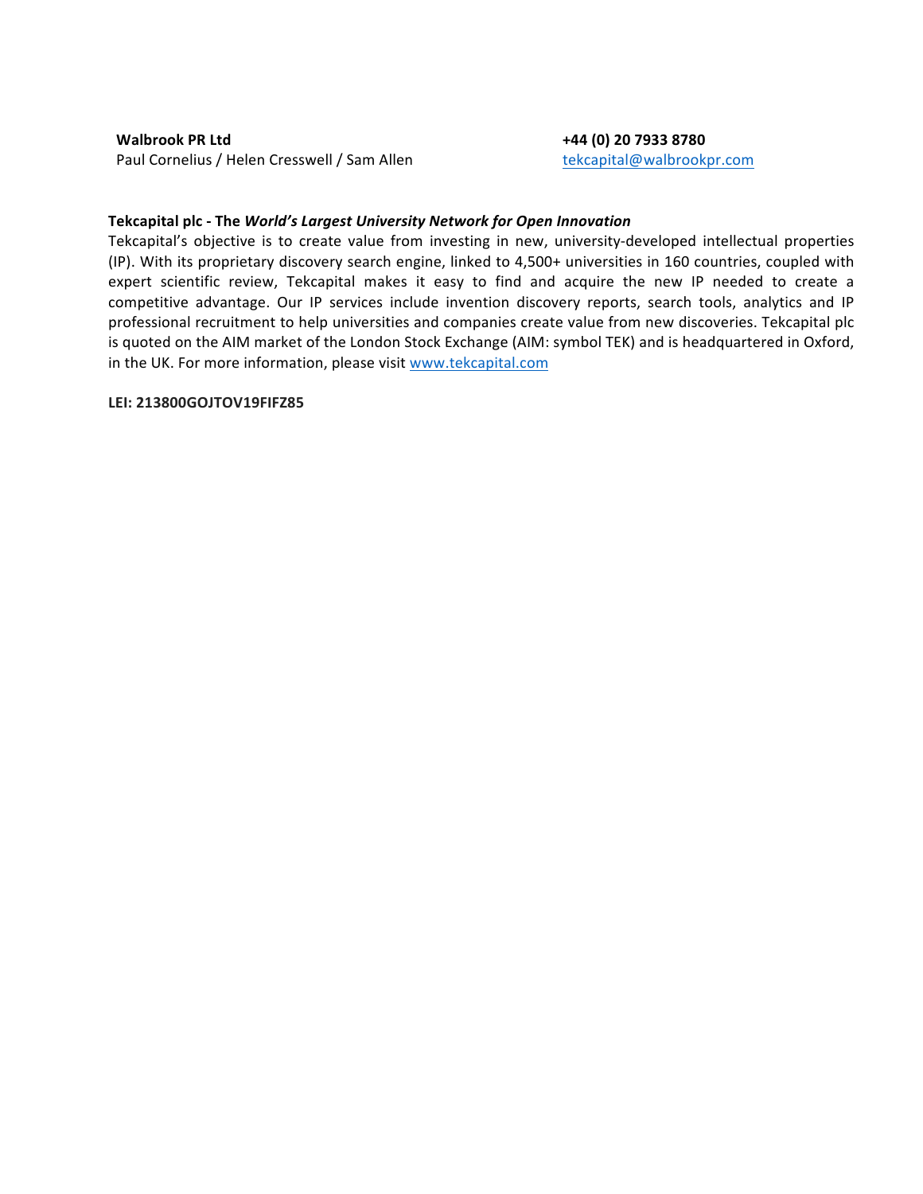| | |
|---|---|
| **Walbrook PR Ltd** | **+44 (0) 20 7933 8780** |
| Paul Cornelius / Helen Cresswell / Sam Allen | tekcapital@walbrookpr.com |

**Tekcapital plc - The *World's Largest University Network for Open Innovation***

Tekcapital's objective is to create value from investing in new, university-developed intellectual properties (IP). With its proprietary discovery search engine, linked to 4,500+ universities in 160 countries, coupled with expert scientific review, Tekcapital makes it easy to find and acquire the new IP needed to create a competitive advantage. Our IP services include invention discovery reports, search tools, analytics and IP professional recruitment to help universities and companies create value from new discoveries. Tekcapital plc is quoted on the AIM market of the London Stock Exchange (AIM: symbol TEK) and is headquartered in Oxford, in the UK. For more information, please visit www.tekcapital.com

**LEI: 213800GOJTOV19FIFZ85**